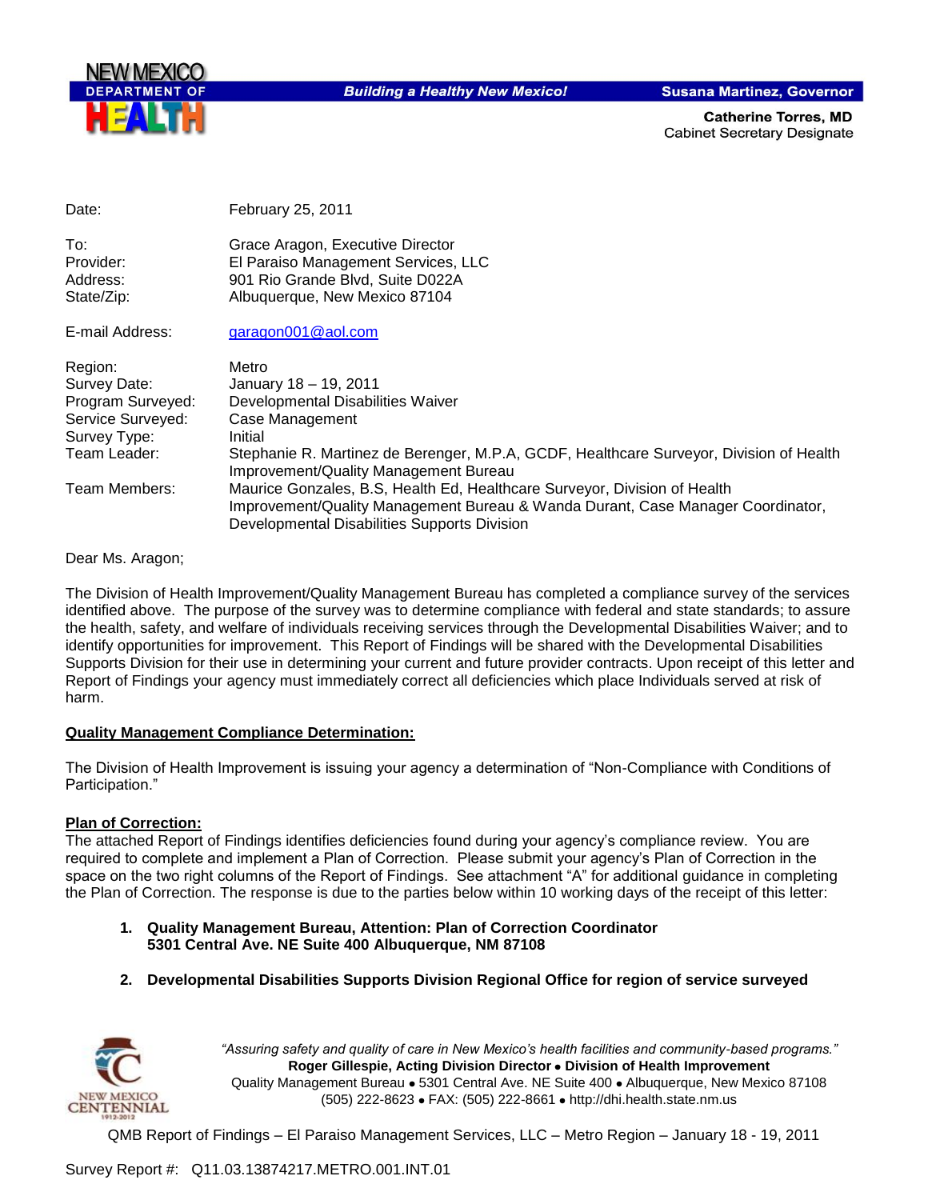NEW MEXICO DEPARTMENT OF HEALTH

*Building a Healthy New Mexico!*

**Susana Martinez, Governor**

**Catherine Torres, MD**
Cabinet Secretary Designate

| | |
|---|---|
| Date: | February 25, 2011 |
| To: | Grace Aragon, Executive Director |
| Provider: | El Paraiso Management Services, LLC |
| Address: | 901 Rio Grande Blvd, Suite D022A |
| State/Zip: | Albuquerque, New Mexico 87104 |
| E-mail Address: | garagon001@aol.com |
| Region: | Metro |
| Survey Date: | January 18 – 19, 2011 |
| Program Surveyed: | Developmental Disabilities Waiver |
| Service Surveyed: | Case Management |
| Survey Type: | Initial |
| Team Leader: | Stephanie R. Martinez de Berenger, M.P.A, GCDF, Healthcare Surveyor, Division of Health Improvement/Quality Management Bureau |
| Team Members: | Maurice Gonzales, B.S, Health Ed, Healthcare Surveyor, Division of Health Improvement/Quality Management Bureau & Wanda Durant, Case Manager Coordinator, Developmental Disabilities Supports Division |

Dear Ms. Aragon;

The Division of Health Improvement/Quality Management Bureau has completed a compliance survey of the services identified above. The purpose of the survey was to determine compliance with federal and state standards; to assure the health, safety, and welfare of individuals receiving services through the Developmental Disabilities Waiver; and to identify opportunities for improvement. This Report of Findings will be shared with the Developmental Disabilities Supports Division for their use in determining your current and future provider contracts. Upon receipt of this letter and Report of Findings your agency must immediately correct all deficiencies which place Individuals served at risk of harm.

**Quality Management Compliance Determination:**

The Division of Health Improvement is issuing your agency a determination of "Non-Compliance with Conditions of Participation."

**Plan of Correction:**

The attached Report of Findings identifies deficiencies found during your agency's compliance review. You are required to complete and implement a Plan of Correction. Please submit your agency's Plan of Correction in the space on the two right columns of the Report of Findings. See attachment "A" for additional guidance in completing the Plan of Correction. The response is due to the parties below within 10 working days of the receipt of this letter:

1. **Quality Management Bureau, Attention: Plan of Correction Coordinator**
   **5301 Central Ave. NE Suite 400 Albuquerque, NM 87108**

2. **Developmental Disabilities Supports Division Regional Office for region of service surveyed**

*"Assuring safety and quality of care in New Mexico's health facilities and community-based programs."*
**Roger Gillespie, Acting Division Director • Division of Health Improvement**
Quality Management Bureau • 5301 Central Ave. NE Suite 400 • Albuquerque, New Mexico 87108
(505) 222-8623 • FAX: (505) 222-8661 • http://dhi.health.state.nm.us

Survey Report #: Q11.03.13874217.METRO.001.INT.01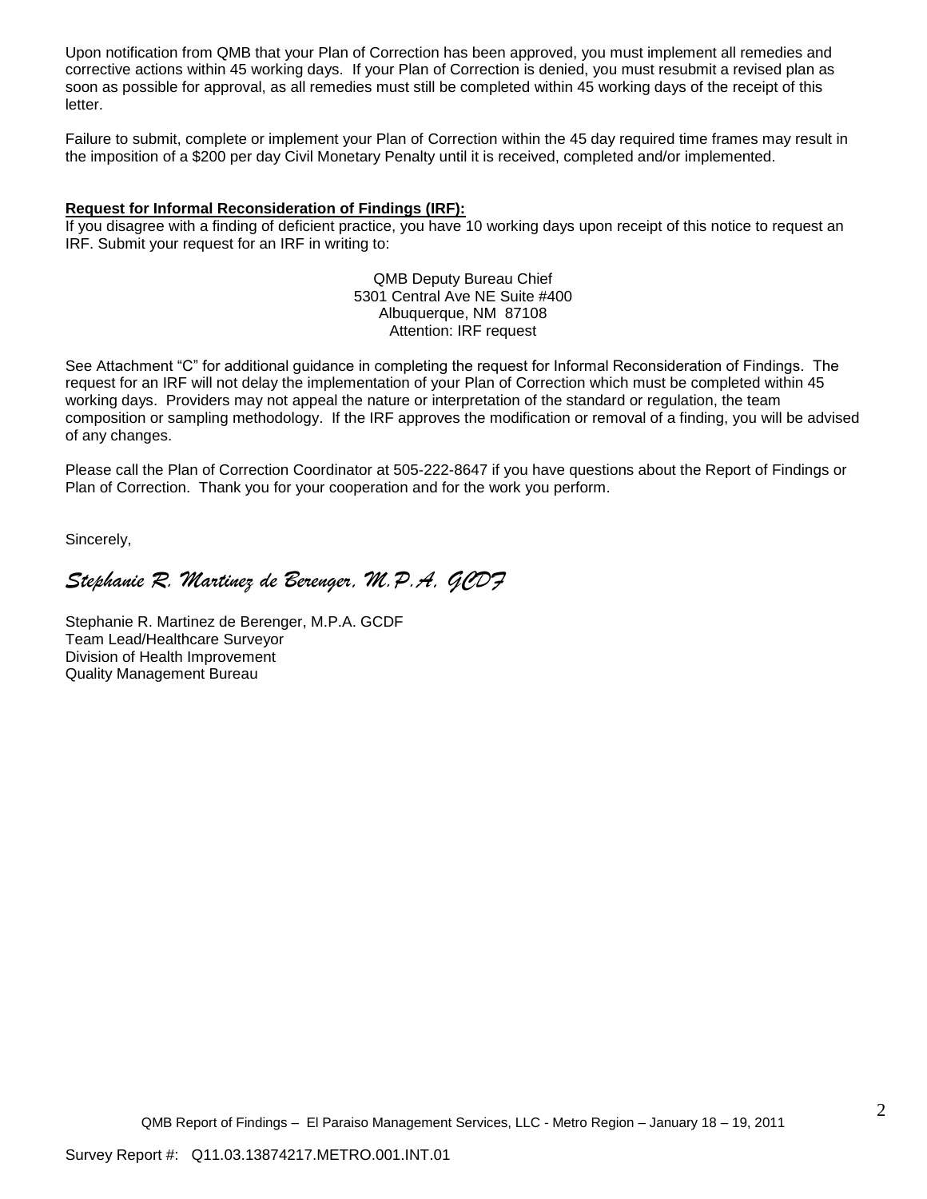Upon notification from QMB that your Plan of Correction has been approved, you must implement all remedies and corrective actions within 45 working days. If your Plan of Correction is denied, you must resubmit a revised plan as soon as possible for approval, as all remedies must still be completed within 45 working days of the receipt of this letter.

Failure to submit, complete or implement your Plan of Correction within the 45 day required time frames may result in the imposition of a $200 per day Civil Monetary Penalty until it is received, completed and/or implemented.

**Request for Informal Reconsideration of Findings (IRF):**
If you disagree with a finding of deficient practice, you have 10 working days upon receipt of this notice to request an IRF. Submit your request for an IRF in writing to:

QMB Deputy Bureau Chief
5301 Central Ave NE Suite #400
Albuquerque, NM 87108
Attention: IRF request

See Attachment "C" for additional guidance in completing the request for Informal Reconsideration of Findings. The request for an IRF will not delay the implementation of your Plan of Correction which must be completed within 45 working days. Providers may not appeal the nature or interpretation of the standard or regulation, the team composition or sampling methodology. If the IRF approves the modification or removal of a finding, you will be advised of any changes.

Please call the Plan of Correction Coordinator at 505-222-8647 if you have questions about the Report of Findings or Plan of Correction. Thank you for your cooperation and for the work you perform.

Sincerely,

*Stephanie R. Martinez de Berenger, M.P.A. GCDF*

Stephanie R. Martinez de Berenger, M.P.A. GCDF
Team Lead/Healthcare Surveyor
Division of Health Improvement
Quality Management Bureau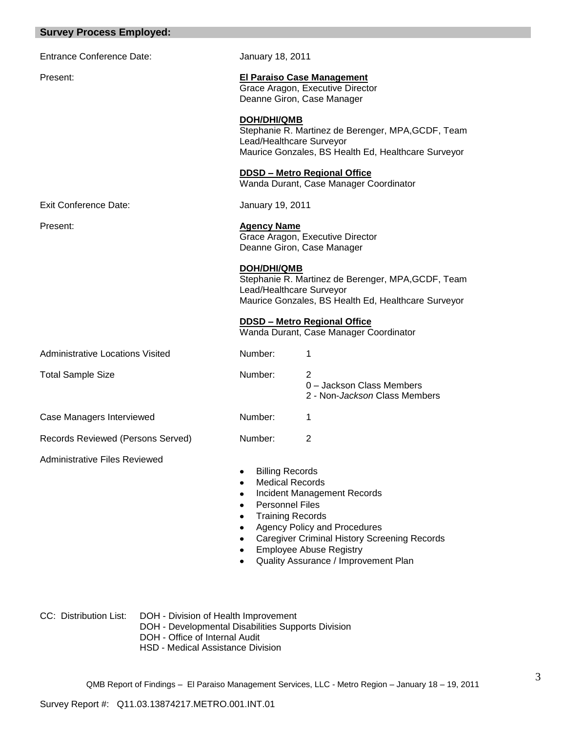## Survey Process Employed:

| | | |
|---|---|---|
| Entrance Conference Date: | January 18, 2011 | |
| Present: | **El Paraiso Case Management**<br>Grace Aragon, Executive Director<br>Deanne Giron, Case Manager<br><br>**DOH/DHI/QMB**<br>Stephanie R. Martinez de Berenger, MPA,GCDF, Team Lead/Healthcare Surveyor<br>Maurice Gonzales, BS Health Ed, Healthcare Surveyor<br><br>**DDSD – Metro Regional Office**<br>Wanda Durant, Case Manager Coordinator | |
| Exit Conference Date: | January 19, 2011 | |
| Present: | **Agency Name**<br>Grace Aragon, Executive Director<br>Deanne Giron, Case Manager<br><br>**DOH/DHI/QMB**<br>Stephanie R. Martinez de Berenger, MPA,GCDF, Team Lead/Healthcare Surveyor<br>Maurice Gonzales, BS Health Ed, Healthcare Surveyor<br><br>**DDSD – Metro Regional Office**<br>Wanda Durant, Case Manager Coordinator | |
| Administrative Locations Visited | Number: | 1 |
| Total Sample Size | Number: | 2<br>0 – Jackson Class Members<br>2 - Non-*Jackson* Class Members |
| Case Managers Interviewed | Number: | 1 |
| Records Reviewed (Persons Served) | Number: | 2 |

Administrative Files Reviewed

- Billing Records
- Medical Records
- Incident Management Records
- Personnel Files
- Training Records
- Agency Policy and Procedures
- Caregiver Criminal History Screening Records
- Employee Abuse Registry
- Quality Assurance / Improvement Plan

CC: Distribution List:
DOH - Division of Health Improvement
DOH - Developmental Disabilities Supports Division
DOH - Office of Internal Audit
HSD - Medical Assistance Division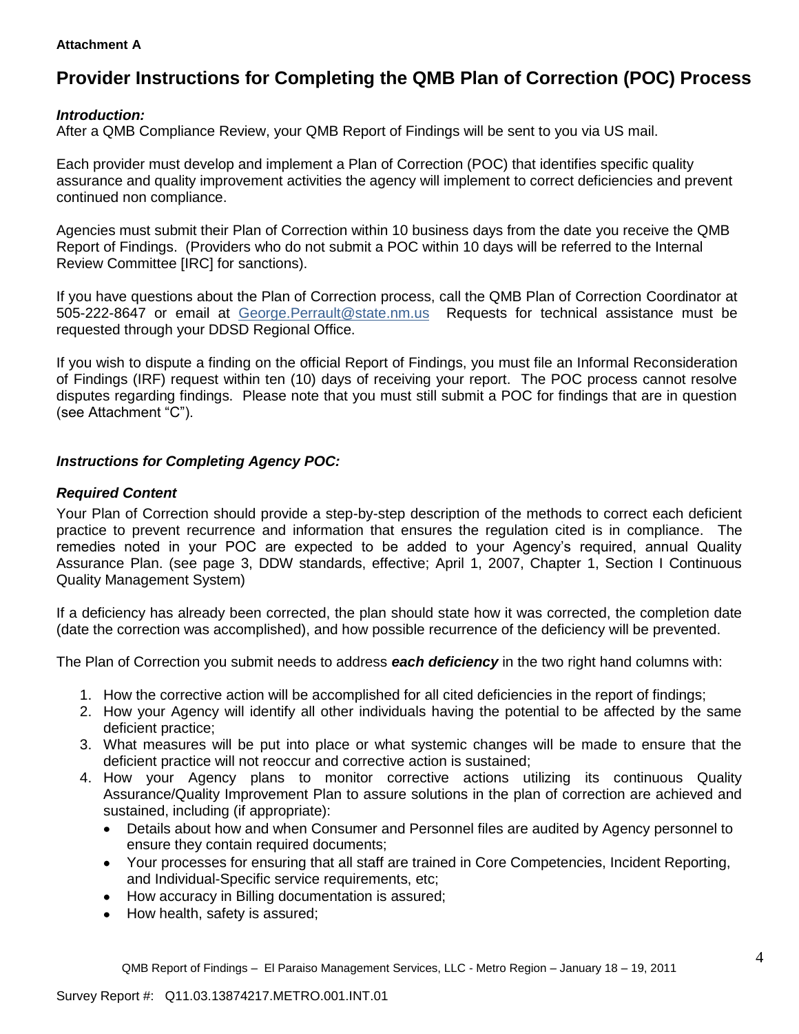**Attachment A**

# Provider Instructions for Completing the QMB Plan of Correction (POC) Process

***Introduction:***

After a QMB Compliance Review, your QMB Report of Findings will be sent to you via US mail.

Each provider must develop and implement a Plan of Correction (POC) that identifies specific quality assurance and quality improvement activities the agency will implement to correct deficiencies and prevent continued non compliance.

Agencies must submit their Plan of Correction within 10 business days from the date you receive the QMB Report of Findings. (Providers who do not submit a POC within 10 days will be referred to the Internal Review Committee [IRC] for sanctions).

If you have questions about the Plan of Correction process, call the QMB Plan of Correction Coordinator at 505-222-8647 or email at George.Perrault@state.nm.us Requests for technical assistance must be requested through your DDSD Regional Office.

If you wish to dispute a finding on the official Report of Findings, you must file an Informal Reconsideration of Findings (IRF) request within ten (10) days of receiving your report. The POC process cannot resolve disputes regarding findings. Please note that you must still submit a POC for findings that are in question (see Attachment "C").

***Instructions for Completing Agency POC:***

***Required Content***

Your Plan of Correction should provide a step-by-step description of the methods to correct each deficient practice to prevent recurrence and information that ensures the regulation cited is in compliance. The remedies noted in your POC are expected to be added to your Agency's required, annual Quality Assurance Plan. (see page 3, DDW standards, effective; April 1, 2007, Chapter 1, Section I Continuous Quality Management System)

If a deficiency has already been corrected, the plan should state how it was corrected, the completion date (date the correction was accomplished), and how possible recurrence of the deficiency will be prevented.

The Plan of Correction you submit needs to address ***each deficiency*** in the two right hand columns with:

1. How the corrective action will be accomplished for all cited deficiencies in the report of findings;
2. How your Agency will identify all other individuals having the potential to be affected by the same deficient practice;
3. What measures will be put into place or what systemic changes will be made to ensure that the deficient practice will not reoccur and corrective action is sustained;
4. How your Agency plans to monitor corrective actions utilizing its continuous Quality Assurance/Quality Improvement Plan to assure solutions in the plan of correction are achieved and sustained, including (if appropriate):
   - Details about how and when Consumer and Personnel files are audited by Agency personnel to ensure they contain required documents;
   - Your processes for ensuring that all staff are trained in Core Competencies, Incident Reporting, and Individual-Specific service requirements, etc;
   - How accuracy in Billing documentation is assured;
   - How health, safety is assured;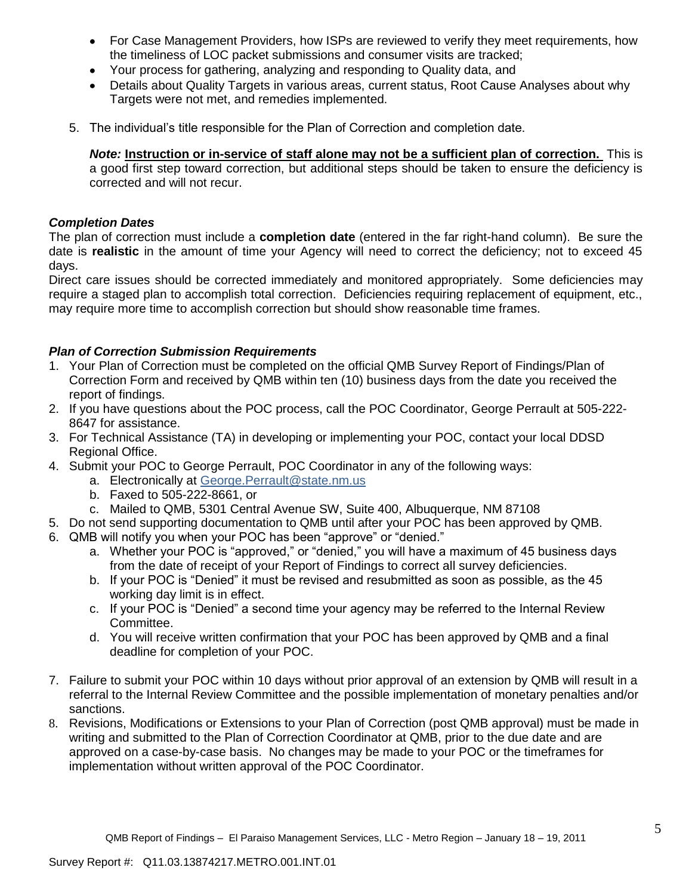- For Case Management Providers, how ISPs are reviewed to verify they meet requirements, how the timeliness of LOC packet submissions and consumer visits are tracked;
- Your process for gathering, analyzing and responding to Quality data, and
- Details about Quality Targets in various areas, current status, Root Cause Analyses about why Targets were not met, and remedies implemented.

5. The individual's title responsible for the Plan of Correction and completion date.

   ***Note:*** **Instruction or in-service of staff alone may not be a sufficient plan of correction.** This is a good first step toward correction, but additional steps should be taken to ensure the deficiency is corrected and will not recur.

### *Completion Dates*

The plan of correction must include a **completion date** (entered in the far right-hand column). Be sure the date is **realistic** in the amount of time your Agency will need to correct the deficiency; not to exceed 45 days.

Direct care issues should be corrected immediately and monitored appropriately. Some deficiencies may require a staged plan to accomplish total correction. Deficiencies requiring replacement of equipment, etc., may require more time to accomplish correction but should show reasonable time frames.

### *Plan of Correction Submission Requirements*

1. Your Plan of Correction must be completed on the official QMB Survey Report of Findings/Plan of Correction Form and received by QMB within ten (10) business days from the date you received the report of findings.
2. If you have questions about the POC process, call the POC Coordinator, George Perrault at 505-222-8647 for assistance.
3. For Technical Assistance (TA) in developing or implementing your POC, contact your local DDSD Regional Office.
4. Submit your POC to George Perrault, POC Coordinator in any of the following ways:
   a. Electronically at George.Perrault@state.nm.us
   b. Faxed to 505-222-8661, or
   c. Mailed to QMB, 5301 Central Avenue SW, Suite 400, Albuquerque, NM 87108
5. Do not send supporting documentation to QMB until after your POC has been approved by QMB.
6. QMB will notify you when your POC has been "approve" or "denied."
   a. Whether your POC is "approved," or "denied," you will have a maximum of 45 business days from the date of receipt of your Report of Findings to correct all survey deficiencies.
   b. If your POC is "Denied" it must be revised and resubmitted as soon as possible, as the 45 working day limit is in effect.
   c. If your POC is "Denied" a second time your agency may be referred to the Internal Review Committee.
   d. You will receive written confirmation that your POC has been approved by QMB and a final deadline for completion of your POC.
7. Failure to submit your POC within 10 days without prior approval of an extension by QMB will result in a referral to the Internal Review Committee and the possible implementation of monetary penalties and/or sanctions.
8. Revisions, Modifications or Extensions to your Plan of Correction (post QMB approval) must be made in writing and submitted to the Plan of Correction Coordinator at QMB, prior to the due date and are approved on a case-by-case basis. No changes may be made to your POC or the timeframes for implementation without written approval of the POC Coordinator.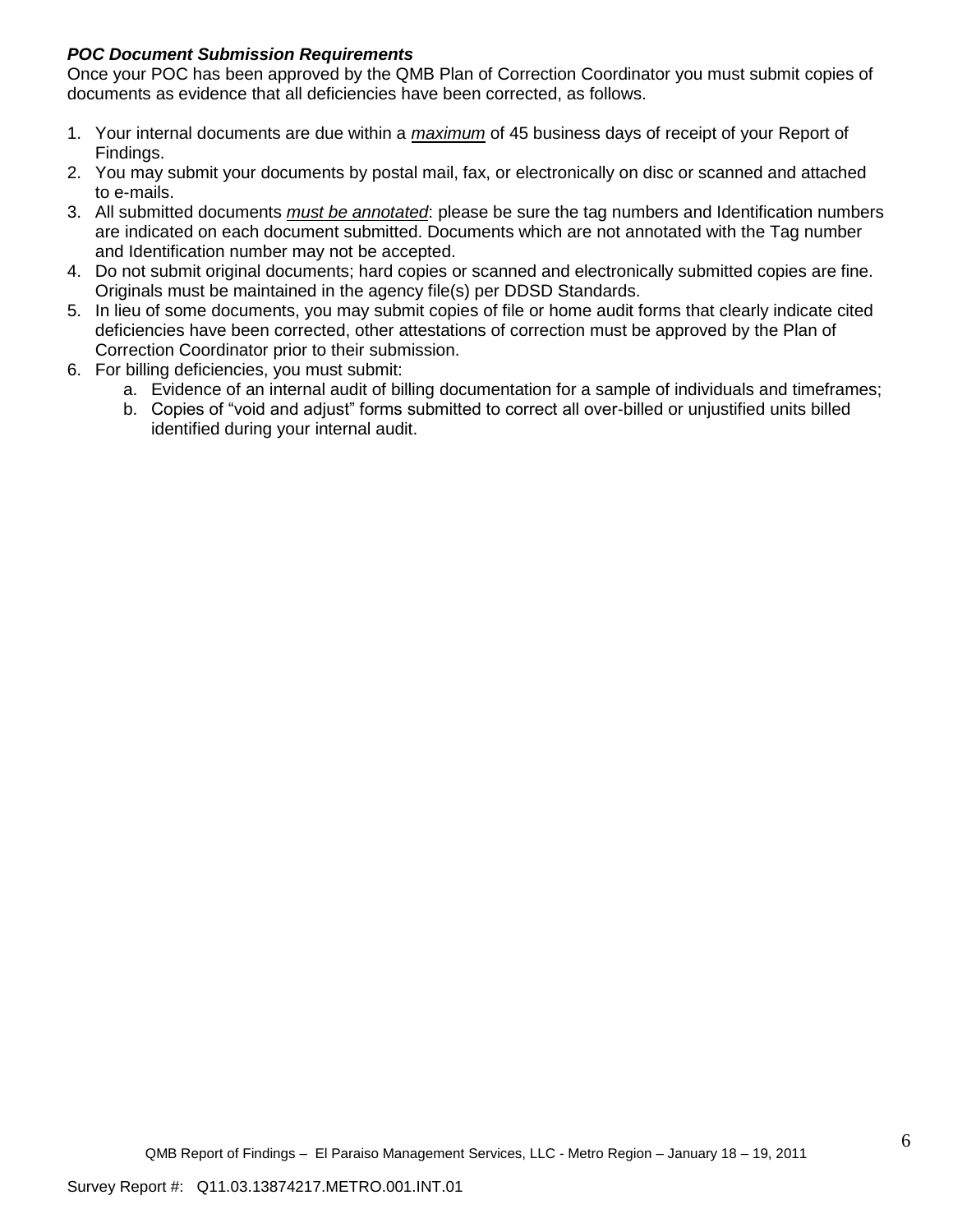***POC Document Submission Requirements***

Once your POC has been approved by the QMB Plan of Correction Coordinator you must submit copies of documents as evidence that all deficiencies have been corrected, as follows.

1. Your internal documents are due within a ***maximum*** of 45 business days of receipt of your Report of Findings.
2. You may submit your documents by postal mail, fax, or electronically on disc or scanned and attached to e-mails.
3. All submitted documents *must be annotated*: please be sure the tag numbers and Identification numbers are indicated on each document submitted. Documents which are not annotated with the Tag number and Identification number may not be accepted.
4. Do not submit original documents; hard copies or scanned and electronically submitted copies are fine. Originals must be maintained in the agency file(s) per DDSD Standards.
5. In lieu of some documents, you may submit copies of file or home audit forms that clearly indicate cited deficiencies have been corrected, other attestations of correction must be approved by the Plan of Correction Coordinator prior to their submission.
6. For billing deficiencies, you must submit:
   a. Evidence of an internal audit of billing documentation for a sample of individuals and timeframes;
   b. Copies of "void and adjust" forms submitted to correct all over-billed or unjustified units billed identified during your internal audit.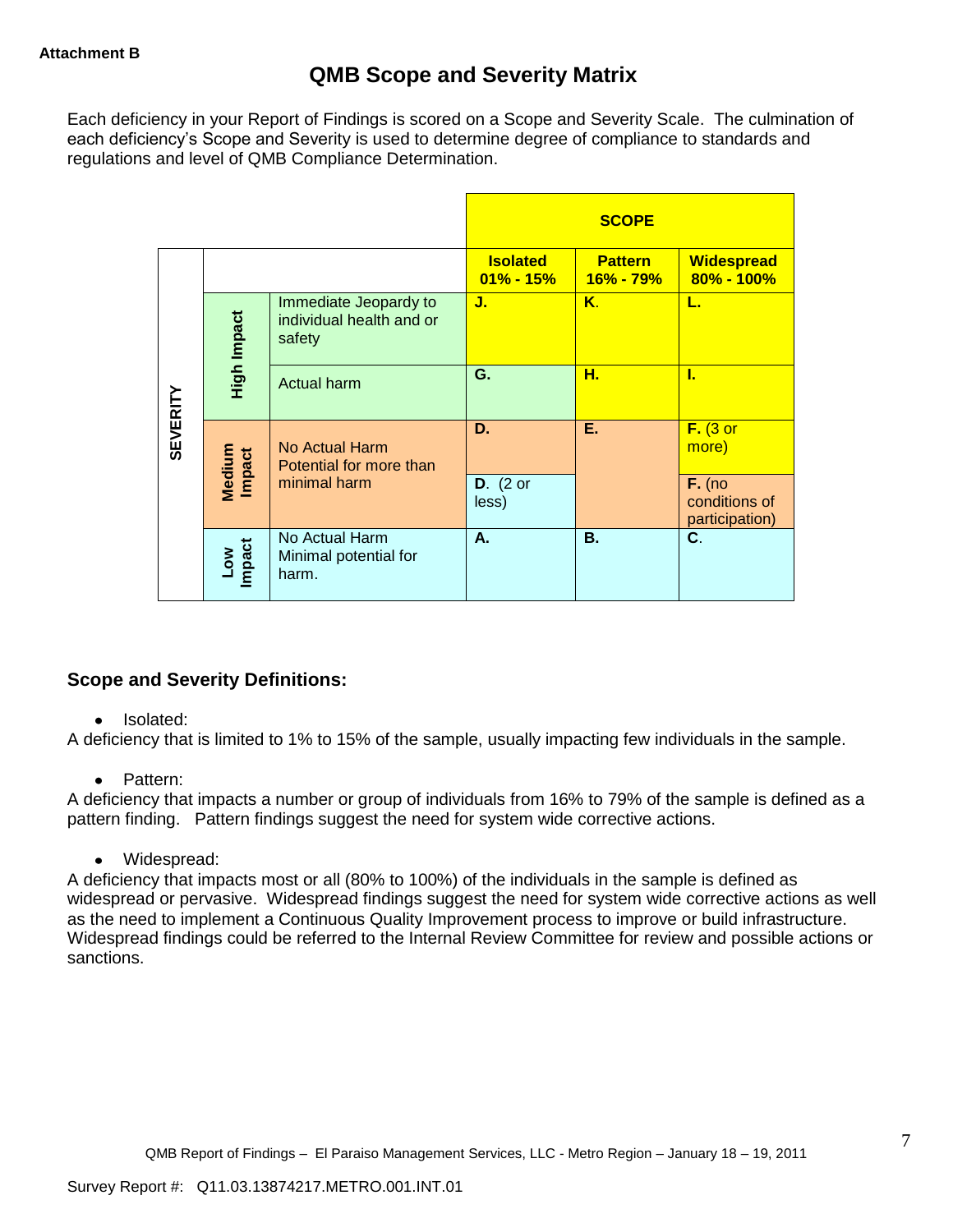**Attachment B**

# QMB Scope and Severity Matrix

Each deficiency in your Report of Findings is scored on a Scope and Severity Scale. The culmination of each deficiency's Scope and Severity is used to determine degree of compliance to standards and regulations and level of QMB Compliance Determination.

| | | | SCOPE | | |
|---|---|---|---|---|---|
| **SEVERITY** | | | **Isolated 01% - 15%** | **Pattern 16% - 79%** | **Widespread 80% - 100%** |
| | **High Impact** | Immediate Jeopardy to individual health and or safety | **J.** | **K.** | **L.** |
| | **High Impact** | Actual harm | **G.** | **H.** | **I.** |
| | **Medium Impact** | No Actual Harm Potential for more than minimal harm | **D.** | **E.** | **F.** (3 or more) |
| | **Medium Impact** | | **D.** (2 or less) | | **F.** (no conditions of participation) |
| | **Low Impact** | No Actual Harm Minimal potential for harm. | **A.** | **B.** | **C.** |

### Scope and Severity Definitions:

- Isolated:

A deficiency that is limited to 1% to 15% of the sample, usually impacting few individuals in the sample.

- Pattern:

A deficiency that impacts a number or group of individuals from 16% to 79% of the sample is defined as a pattern finding. Pattern findings suggest the need for system wide corrective actions.

- Widespread:

A deficiency that impacts most or all (80% to 100%) of the individuals in the sample is defined as widespread or pervasive. Widespread findings suggest the need for system wide corrective actions as well as the need to implement a Continuous Quality Improvement process to improve or build infrastructure. Widespread findings could be referred to the Internal Review Committee for review and possible actions or sanctions.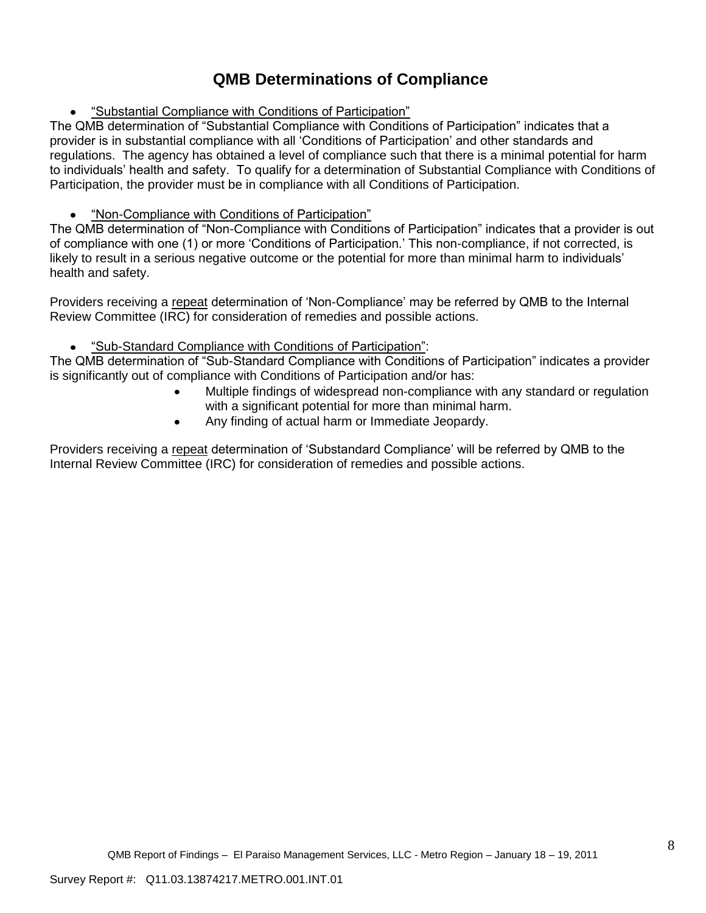# QMB Determinations of Compliance

- "Substantial Compliance with Conditions of Participation"

The QMB determination of "Substantial Compliance with Conditions of Participation" indicates that a provider is in substantial compliance with all 'Conditions of Participation' and other standards and regulations. The agency has obtained a level of compliance such that there is a minimal potential for harm to individuals' health and safety. To qualify for a determination of Substantial Compliance with Conditions of Participation, the provider must be in compliance with all Conditions of Participation.

- "Non-Compliance with Conditions of Participation"

The QMB determination of "Non-Compliance with Conditions of Participation" indicates that a provider is out of compliance with one (1) or more 'Conditions of Participation.' This non-compliance, if not corrected, is likely to result in a serious negative outcome or the potential for more than minimal harm to individuals' health and safety.

Providers receiving a repeat determination of 'Non-Compliance' may be referred by QMB to the Internal Review Committee (IRC) for consideration of remedies and possible actions.

- "Sub-Standard Compliance with Conditions of Participation":

The QMB determination of "Sub-Standard Compliance with Conditions of Participation" indicates a provider is significantly out of compliance with Conditions of Participation and/or has:

  - Multiple findings of widespread non-compliance with any standard or regulation with a significant potential for more than minimal harm.
  - Any finding of actual harm or Immediate Jeopardy.

Providers receiving a repeat determination of 'Substandard Compliance' will be referred by QMB to the Internal Review Committee (IRC) for consideration of remedies and possible actions.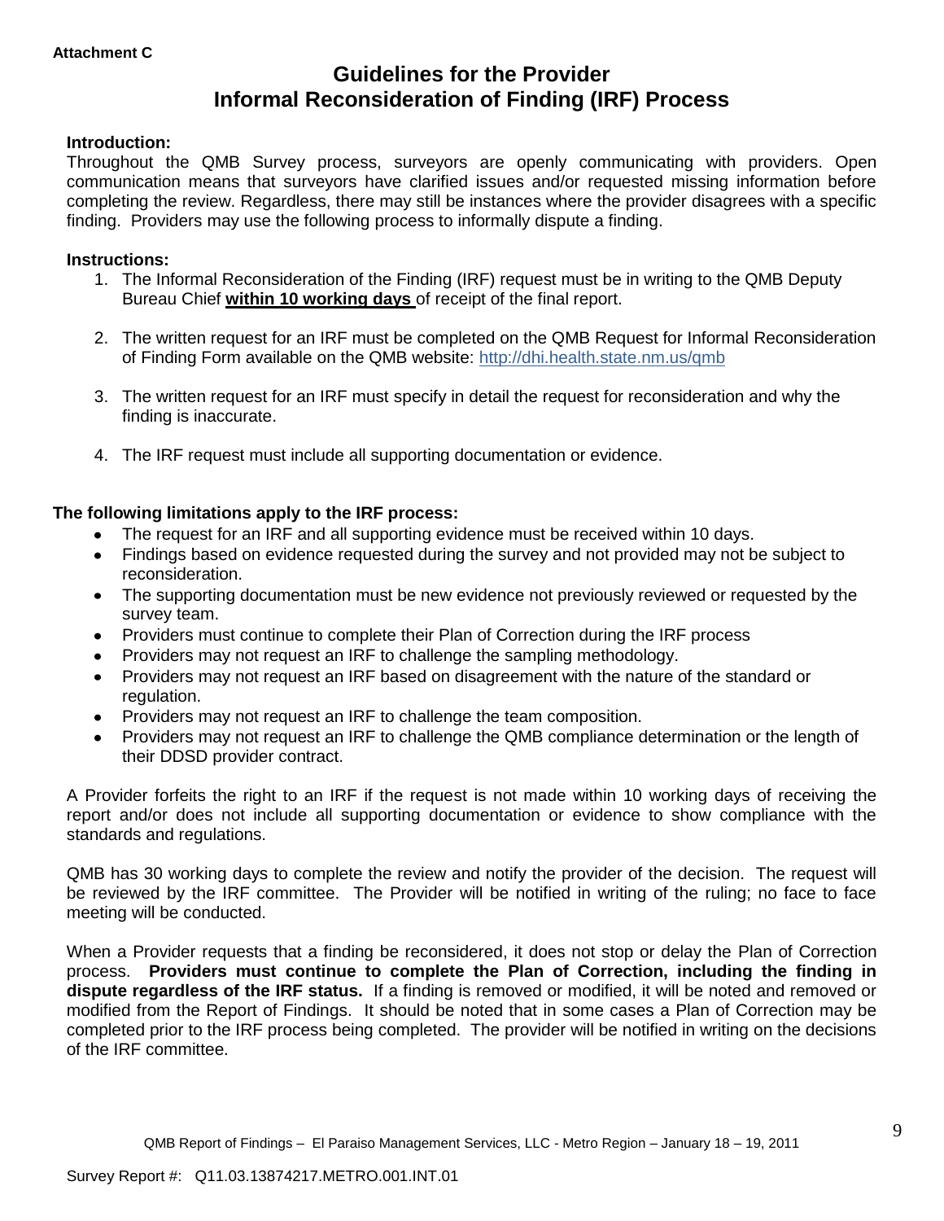**Attachment C**

# Guidelines for the Provider Informal Reconsideration of Finding (IRF) Process

**Introduction:**

Throughout the QMB Survey process, surveyors are openly communicating with providers. Open communication means that surveyors have clarified issues and/or requested missing information before completing the review. Regardless, there may still be instances where the provider disagrees with a specific finding. Providers may use the following process to informally dispute a finding.

**Instructions:**

1. The Informal Reconsideration of the Finding (IRF) request must be in writing to the QMB Deputy Bureau Chief **within 10 working days** of receipt of the final report.

2. The written request for an IRF must be completed on the QMB Request for Informal Reconsideration of Finding Form available on the QMB website: http://dhi.health.state.nm.us/qmb

3. The written request for an IRF must specify in detail the request for reconsideration and why the finding is inaccurate.

4. The IRF request must include all supporting documentation or evidence.

**The following limitations apply to the IRF process:**

- The request for an IRF and all supporting evidence must be received within 10 days.
- Findings based on evidence requested during the survey and not provided may not be subject to reconsideration.
- The supporting documentation must be new evidence not previously reviewed or requested by the survey team.
- Providers must continue to complete their Plan of Correction during the IRF process
- Providers may not request an IRF to challenge the sampling methodology.
- Providers may not request an IRF based on disagreement with the nature of the standard or regulation.
- Providers may not request an IRF to challenge the team composition.
- Providers may not request an IRF to challenge the QMB compliance determination or the length of their DDSD provider contract.

A Provider forfeits the right to an IRF if the request is not made within 10 working days of receiving the report and/or does not include all supporting documentation or evidence to show compliance with the standards and regulations.

QMB has 30 working days to complete the review and notify the provider of the decision. The request will be reviewed by the IRF committee. The Provider will be notified in writing of the ruling; no face to face meeting will be conducted.

When a Provider requests that a finding be reconsidered, it does not stop or delay the Plan of Correction process. **Providers must continue to complete the Plan of Correction, including the finding in dispute regardless of the IRF status.** If a finding is removed or modified, it will be noted and removed or modified from the Report of Findings. It should be noted that in some cases a Plan of Correction may be completed prior to the IRF process being completed. The provider will be notified in writing on the decisions of the IRF committee.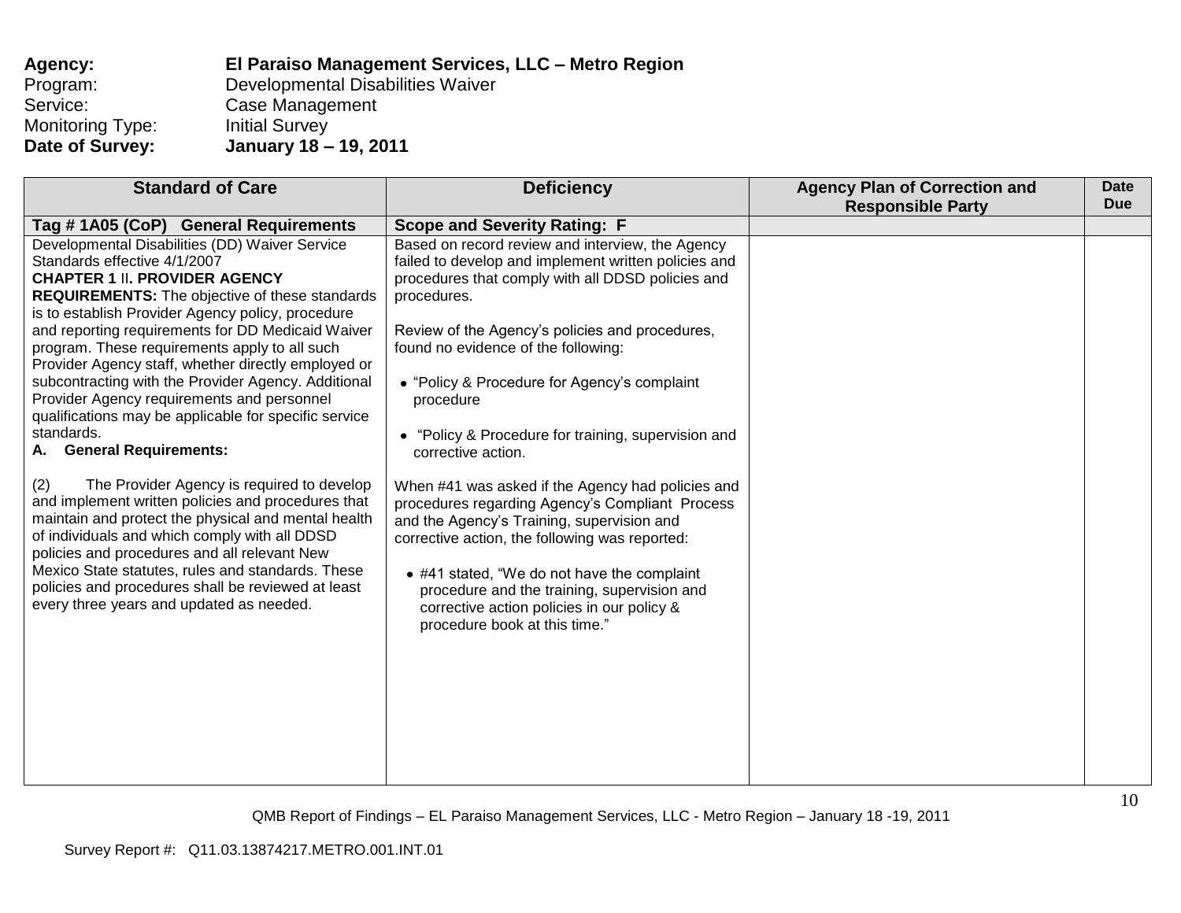**Agency:** **El Paraiso Management Services, LLC – Metro Region**
Program: Developmental Disabilities Waiver
Service: Case Management
Monitoring Type: Initial Survey
**Date of Survey:** **January 18 – 19, 2011**

| Standard of Care | Deficiency | Agency Plan of Correction and Responsible Party | Date Due |
|---|---|---|---|
| **Tag # 1A05 (CoP) General Requirements** | **Scope and Severity Rating: F** | | |
| Developmental Disabilities (DD) Waiver Service Standards effective 4/1/2007<br>**CHAPTER 1** II**. PROVIDER AGENCY REQUIREMENTS:** The objective of these standards is to establish Provider Agency policy, procedure and reporting requirements for DD Medicaid Waiver program. These requirements apply to all such Provider Agency staff, whether directly employed or subcontracting with the Provider Agency. Additional Provider Agency requirements and personnel qualifications may be applicable for specific service standards.<br>**A. General Requirements:**<br><br>(2) The Provider Agency is required to develop and implement written policies and procedures that maintain and protect the physical and mental health of individuals and which comply with all DDSD policies and procedures and all relevant New Mexico State statutes, rules and standards. These policies and procedures shall be reviewed at least every three years and updated as needed. | Based on record review and interview, the Agency failed to develop and implement written policies and procedures that comply with all DDSD policies and procedures.<br><br>Review of the Agency's policies and procedures, found no evidence of the following:<br><br>• "Policy & Procedure for Agency's complaint procedure<br><br>• "Policy & Procedure for training, supervision and corrective action.<br><br>When #41 was asked if the Agency had policies and procedures regarding Agency's Compliant Process and the Agency's Training, supervision and corrective action, the following was reported:<br><br>• #41 stated, "We do not have the complaint procedure and the training, supervision and corrective action policies in our policy & procedure book at this time." | | |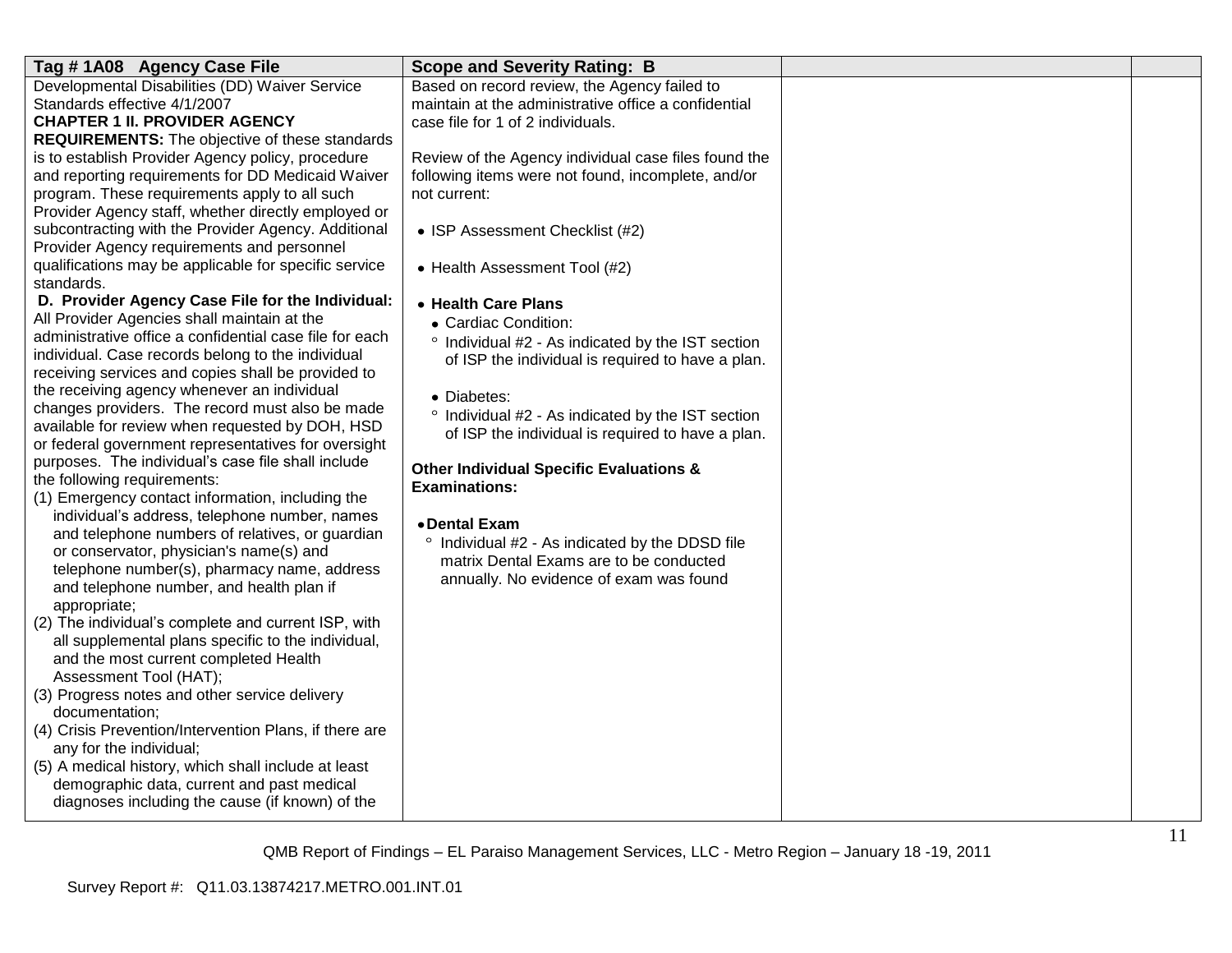| Tag # 1A08 Agency Case File | Scope and Severity Rating: B | | |
|---|---|---|---|
| Developmental Disabilities (DD) Waiver Service Standards effective 4/1/2007<br>**CHAPTER 1 II. PROVIDER AGENCY REQUIREMENTS:** The objective of these standards is to establish Provider Agency policy, procedure and reporting requirements for DD Medicaid Waiver program. These requirements apply to all such Provider Agency staff, whether directly employed or subcontracting with the Provider Agency. Additional Provider Agency requirements and personnel qualifications may be applicable for specific service standards.<br>**D. Provider Agency Case File for the Individual:** All Provider Agencies shall maintain at the administrative office a confidential case file for each individual. Case records belong to the individual receiving services and copies shall be provided to the receiving agency whenever an individual changes providers. The record must also be made available for review when requested by DOH, HSD or federal government representatives for oversight purposes. The individual's case file shall include the following requirements:<br>(1) Emergency contact information, including the individual's address, telephone number, names and telephone numbers of relatives, or guardian or conservator, physician's name(s) and telephone number(s), pharmacy name, address and telephone number, and health plan if appropriate;<br>(2) The individual's complete and current ISP, with all supplemental plans specific to the individual, and the most current completed Health Assessment Tool (HAT);<br>(3) Progress notes and other service delivery documentation;<br>(4) Crisis Prevention/Intervention Plans, if there are any for the individual;<br>(5) A medical history, which shall include at least demographic data, current and past medical diagnoses including the cause (if known) of the | Based on record review, the Agency failed to maintain at the administrative office a confidential case file for 1 of 2 individuals.<br><br>Review of the Agency individual case files found the following items were not found, incomplete, and/or not current:<br><br>• ISP Assessment Checklist (#2)<br><br>• Health Assessment Tool (#2)<br><br>• **Health Care Plans**<br>• Cardiac Condition:<br>° Individual #2 - As indicated by the IST section of ISP the individual is required to have a plan.<br><br>• Diabetes:<br>° Individual #2 - As indicated by the IST section of ISP the individual is required to have a plan.<br><br>**Other Individual Specific Evaluations & Examinations:**<br><br>• **Dental Exam**<br>° Individual #2 - As indicated by the DDSD file matrix Dental Exams are to be conducted annually. No evidence of exam was found | | |

QMB Report of Findings – EL Paraiso Management Services, LLC - Metro Region – January 18 -19, 2011

Survey Report #: Q11.03.13874217.METRO.001.INT.01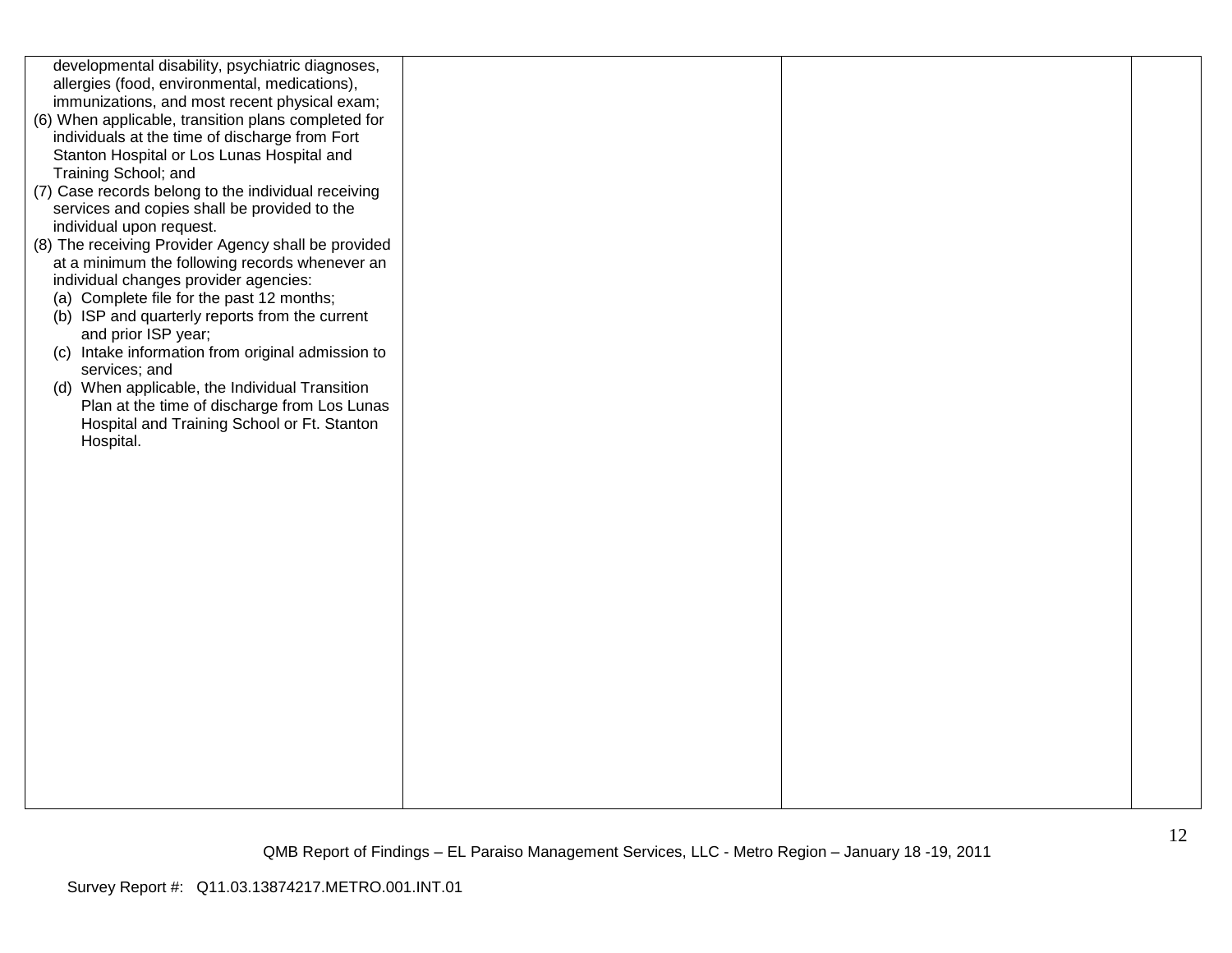| | | | |
|---|---|---|---|
| developmental disability, psychiatric diagnoses, allergies (food, environmental, medications), immunizations, and most recent physical exam;<br>(6) When applicable, transition plans completed for individuals at the time of discharge from Fort Stanton Hospital or Los Lunas Hospital and Training School; and<br>(7) Case records belong to the individual receiving services and copies shall be provided to the individual upon request.<br>(8) The receiving Provider Agency shall be provided at a minimum the following records whenever an individual changes provider agencies:<br>(a) Complete file for the past 12 months;<br>(b) ISP and quarterly reports from the current and prior ISP year;<br>(c) Intake information from original admission to services; and<br>(d) When applicable, the Individual Transition Plan at the time of discharge from Los Lunas Hospital and Training School or Ft. Stanton Hospital. | | | |

QMB Report of Findings – EL Paraiso Management Services, LLC - Metro Region – January 18 -19, 2011

Survey Report #: Q11.03.13874217.METRO.001.INT.01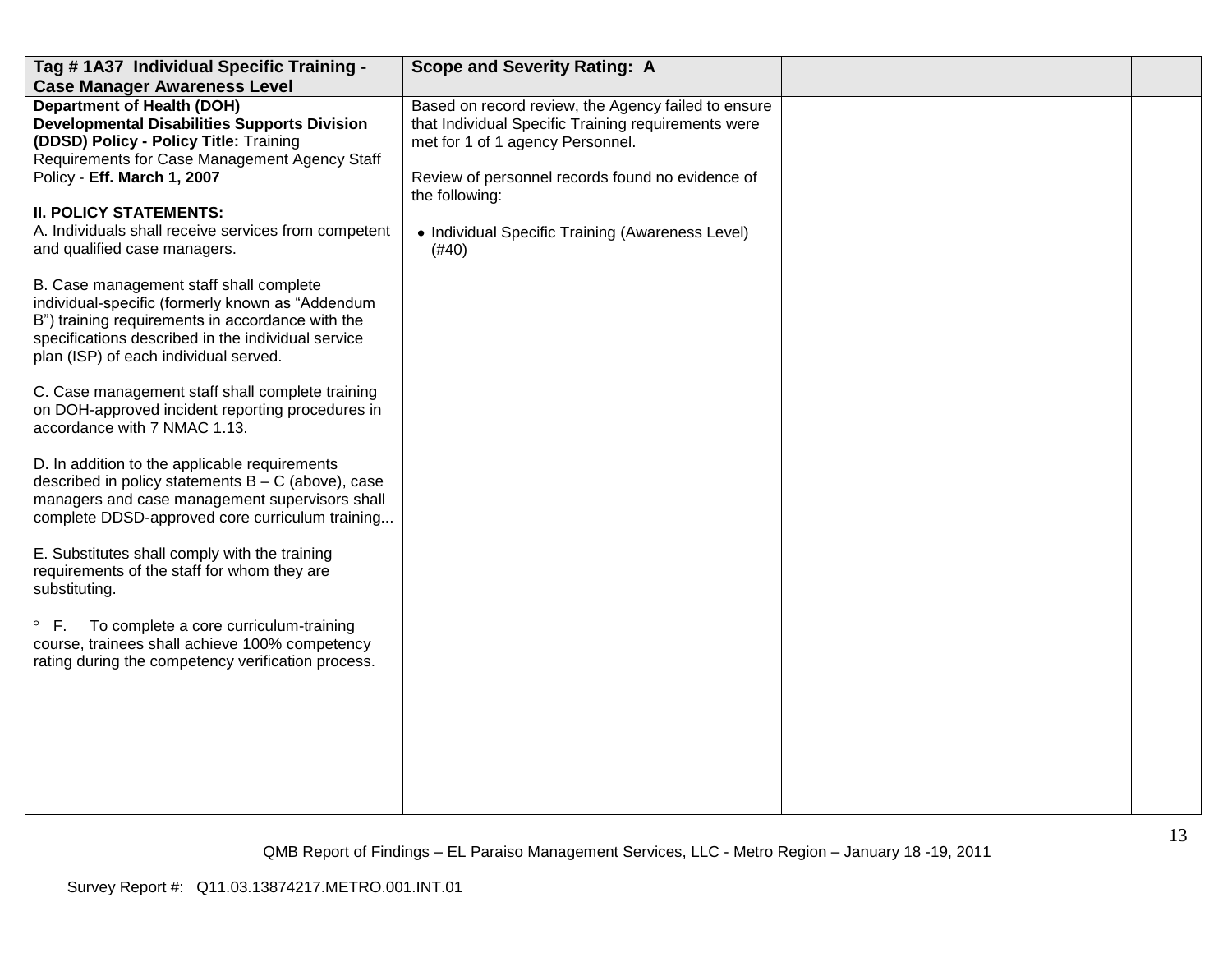| Tag # 1A37 Individual Specific Training - Case Manager Awareness Level | Scope and Severity Rating: A | | |
|---|---|---|---|
| **Department of Health (DOH) Developmental Disabilities Supports Division (DDSD) Policy - Policy Title:** Training Requirements for Case Management Agency Staff Policy - **Eff. March 1, 2007**<br><br>**II. POLICY STATEMENTS:**<br>A. Individuals shall receive services from competent and qualified case managers.<br><br>B. Case management staff shall complete individual-specific (formerly known as "Addendum B") training requirements in accordance with the specifications described in the individual service plan (ISP) of each individual served.<br><br>C. Case management staff shall complete training on DOH-approved incident reporting procedures in accordance with 7 NMAC 1.13.<br><br>D. In addition to the applicable requirements described in policy statements B – C (above), case managers and case management supervisors shall complete DDSD-approved core curriculum training...<br><br>E. Substitutes shall comply with the training requirements of the staff for whom they are substituting.<br><br>° F. To complete a core curriculum-training course, trainees shall achieve 100% competency rating during the competency verification process. | Based on record review, the Agency failed to ensure that Individual Specific Training requirements were met for 1 of 1 agency Personnel.<br><br>Review of personnel records found no evidence of the following:<br><br>• Individual Specific Training (Awareness Level) (#40) | | |

QMB Report of Findings – EL Paraiso Management Services, LLC - Metro Region – January 18 -19, 2011

Survey Report #: Q11.03.13874217.METRO.001.INT.01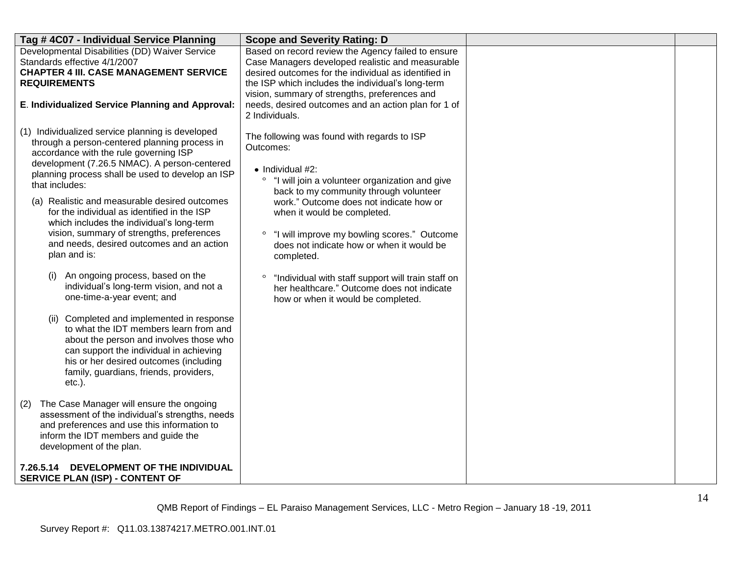| Tag # 4C07 - Individual Service Planning | Scope and Severity Rating: D | | |
|---|---|---|---|
| Developmental Disabilities (DD) Waiver Service Standards effective 4/1/2007<br>**CHAPTER 4 III. CASE MANAGEMENT SERVICE REQUIREMENTS**<br><br>**E. Individualized Service Planning and Approval:**<br><br>(1) Individualized service planning is developed through a person-centered planning process in accordance with the rule governing ISP development (7.26.5 NMAC). A person-centered planning process shall be used to develop an ISP that includes:<br><br>(a) Realistic and measurable desired outcomes for the individual as identified in the ISP which includes the individual's long-term vision, summary of strengths, preferences and needs, desired outcomes and an action plan and is:<br><br>(i) An ongoing process, based on the individual's long-term vision, and not a one-time-a-year event; and<br><br>(ii) Completed and implemented in response to what the IDT members learn from and about the person and involves those who can support the individual in achieving his or her desired outcomes (including family, guardians, friends, providers, etc.).<br><br>(2) The Case Manager will ensure the ongoing assessment of the individual's strengths, needs and preferences and use this information to inform the IDT members and guide the development of the plan.<br><br>**7.26.5.14 DEVELOPMENT OF THE INDIVIDUAL SERVICE PLAN (ISP) - CONTENT OF** | Based on record review the Agency failed to ensure Case Managers developed realistic and measurable desired outcomes for the individual as identified in the ISP which includes the individual's long-term vision, summary of strengths, preferences and needs, desired outcomes and an action plan for 1 of 2 Individuals.<br><br>The following was found with regards to ISP Outcomes:<br><br>• Individual #2:<br>° "I will join a volunteer organization and give back to my community through volunteer work." Outcome does not indicate how or when it would be completed.<br><br>° "I will improve my bowling scores." Outcome does not indicate how or when it would be completed.<br><br>° "Individual with staff support will train staff on her healthcare." Outcome does not indicate how or when it would be completed. | | |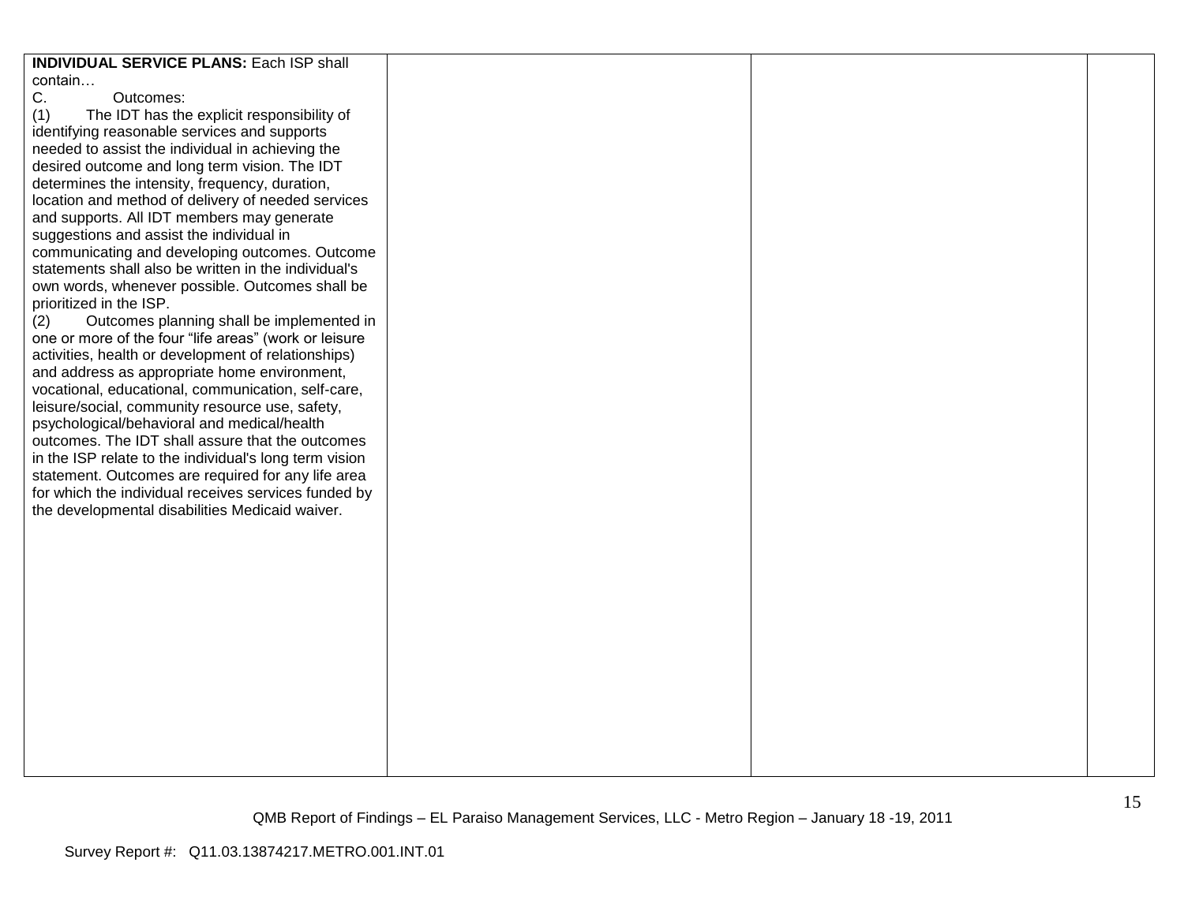| | | | |
|---|---|---|---|
| **INDIVIDUAL SERVICE PLANS:** Each ISP shall contain…<br>C. Outcomes:<br>(1) The IDT has the explicit responsibility of identifying reasonable services and supports needed to assist the individual in achieving the desired outcome and long term vision. The IDT determines the intensity, frequency, duration, location and method of delivery of needed services and supports. All IDT members may generate suggestions and assist the individual in communicating and developing outcomes. Outcome statements shall also be written in the individual's own words, whenever possible. Outcomes shall be prioritized in the ISP.<br>(2) Outcomes planning shall be implemented in one or more of the four "life areas" (work or leisure activities, health or development of relationships) and address as appropriate home environment, vocational, educational, communication, self-care, leisure/social, community resource use, safety, psychological/behavioral and medical/health outcomes. The IDT shall assure that the outcomes in the ISP relate to the individual's long term vision statement. Outcomes are required for any life area for which the individual receives services funded by the developmental disabilities Medicaid waiver. | | | |

QMB Report of Findings – EL Paraiso Management Services, LLC - Metro Region – January 18 -19, 2011

Survey Report #: Q11.03.13874217.METRO.001.INT.01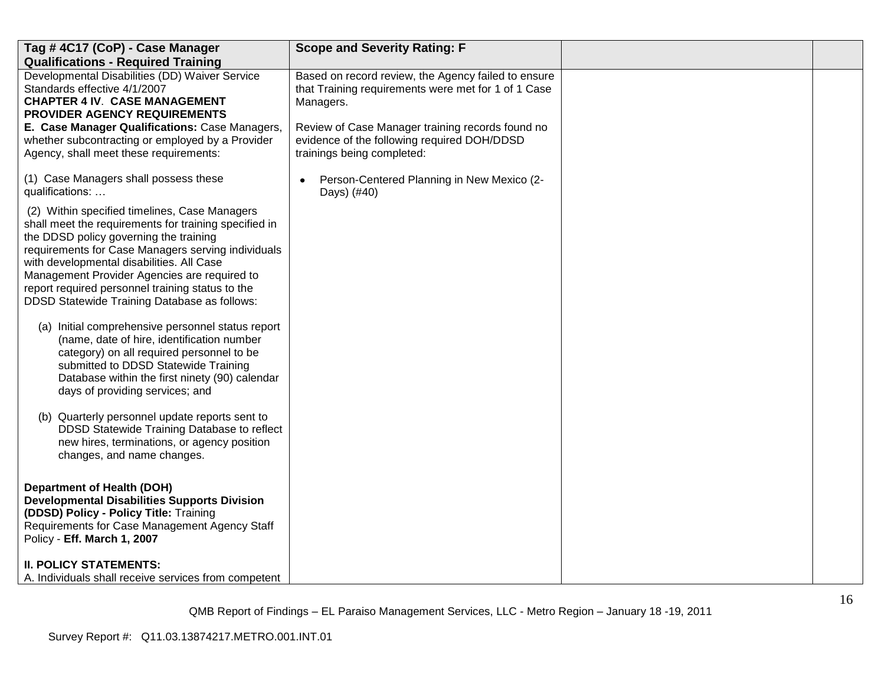| Tag # 4C17 (CoP) - Case Manager Qualifications - Required Training | Scope and Severity Rating: F | | |
|---|---|---|---|
| Developmental Disabilities (DD) Waiver Service Standards effective 4/1/2007<br>**CHAPTER 4 IV. CASE MANAGEMENT PROVIDER AGENCY REQUIREMENTS**<br>**E. Case Manager Qualifications:** Case Managers, whether subcontracting or employed by a Provider Agency, shall meet these requirements:<br><br>(1) Case Managers shall possess these qualifications: …<br><br>(2) Within specified timelines, Case Managers shall meet the requirements for training specified in the DDSD policy governing the training requirements for Case Managers serving individuals with developmental disabilities. All Case Management Provider Agencies are required to report required personnel training status to the DDSD Statewide Training Database as follows:<br><br>(a) Initial comprehensive personnel status report (name, date of hire, identification number category) on all required personnel to be submitted to DDSD Statewide Training Database within the first ninety (90) calendar days of providing services; and<br><br>(b) Quarterly personnel update reports sent to DDSD Statewide Training Database to reflect new hires, terminations, or agency position changes, and name changes.<br><br>**Department of Health (DOH) Developmental Disabilities Supports Division (DDSD) Policy - Policy Title:** Training Requirements for Case Management Agency Staff Policy - **Eff. March 1, 2007**<br><br>**II. POLICY STATEMENTS:**<br>A. Individuals shall receive services from competent | Based on record review, the Agency failed to ensure that Training requirements were met for 1 of 1 Case Managers.<br><br>Review of Case Manager training records found no evidence of the following required DOH/DDSD trainings being completed:<br><br>• Person-Centered Planning in New Mexico (2-Days) (#40) | | |

QMB Report of Findings – EL Paraiso Management Services, LLC - Metro Region – January 18 -19, 2011

Survey Report #: Q11.03.13874217.METRO.001.INT.01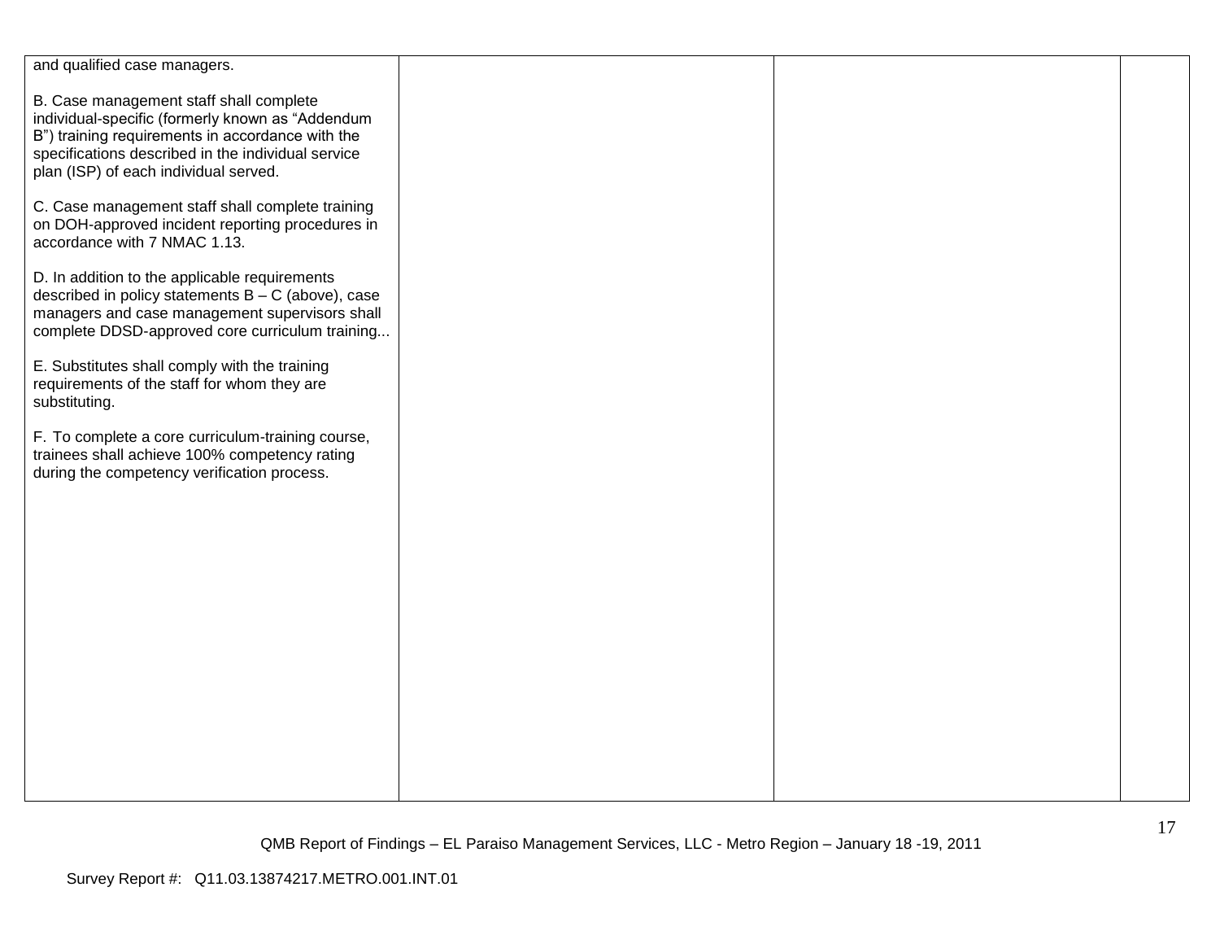| | | | |
|---|---|---|---|
| and qualified case managers.<br><br>B. Case management staff shall complete individual-specific (formerly known as "Addendum B") training requirements in accordance with the specifications described in the individual service plan (ISP) of each individual served.<br><br>C. Case management staff shall complete training on DOH-approved incident reporting procedures in accordance with 7 NMAC 1.13.<br><br>D. In addition to the applicable requirements described in policy statements B – C (above), case managers and case management supervisors shall complete DDSD-approved core curriculum training...<br><br>E. Substitutes shall comply with the training requirements of the staff for whom they are substituting.<br><br>F. To complete a core curriculum-training course, trainees shall achieve 100% competency rating during the competency verification process. | | | |

QMB Report of Findings – EL Paraiso Management Services, LLC - Metro Region – January 18 -19, 2011

Survey Report #: Q11.03.13874217.METRO.001.INT.01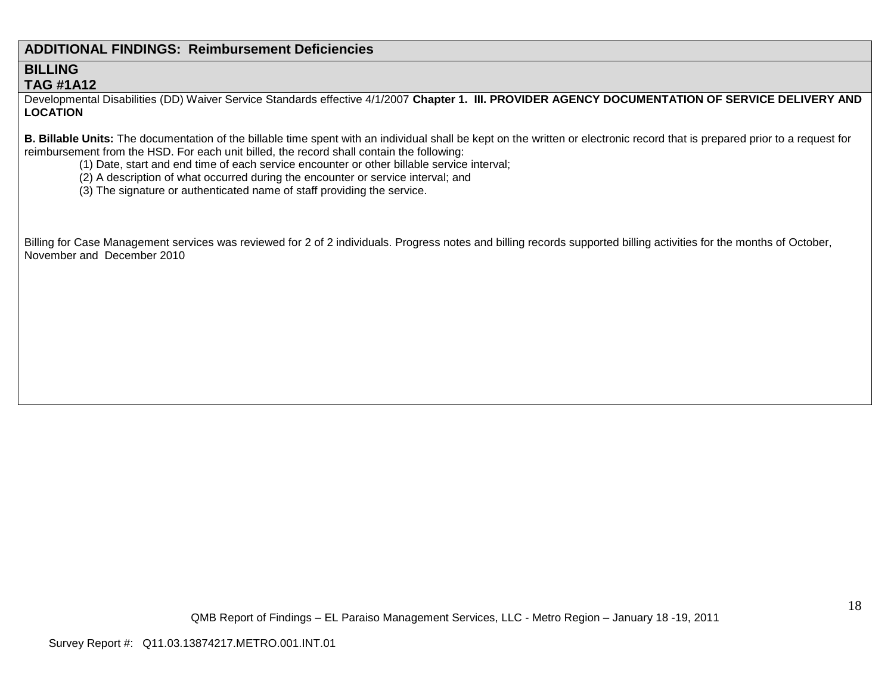## ADDITIONAL FINDINGS: Reimbursement Deficiencies

### BILLING
### TAG #1A12

Developmental Disabilities (DD) Waiver Service Standards effective 4/1/2007 **Chapter 1. III. PROVIDER AGENCY DOCUMENTATION OF SERVICE DELIVERY AND LOCATION**

**B. Billable Units:** The documentation of the billable time spent with an individual shall be kept on the written or electronic record that is prepared prior to a request for reimbursement from the HSD. For each unit billed, the record shall contain the following:

(1) Date, start and end time of each service encounter or other billable service interval;
(2) A description of what occurred during the encounter or service interval; and
(3) The signature or authenticated name of staff providing the service.

Billing for Case Management services was reviewed for 2 of 2 individuals. Progress notes and billing records supported billing activities for the months of October, November and December 2010

QMB Report of Findings – EL Paraiso Management Services, LLC - Metro Region – January 18 -19, 2011

Survey Report #: Q11.03.13874217.METRO.001.INT.01